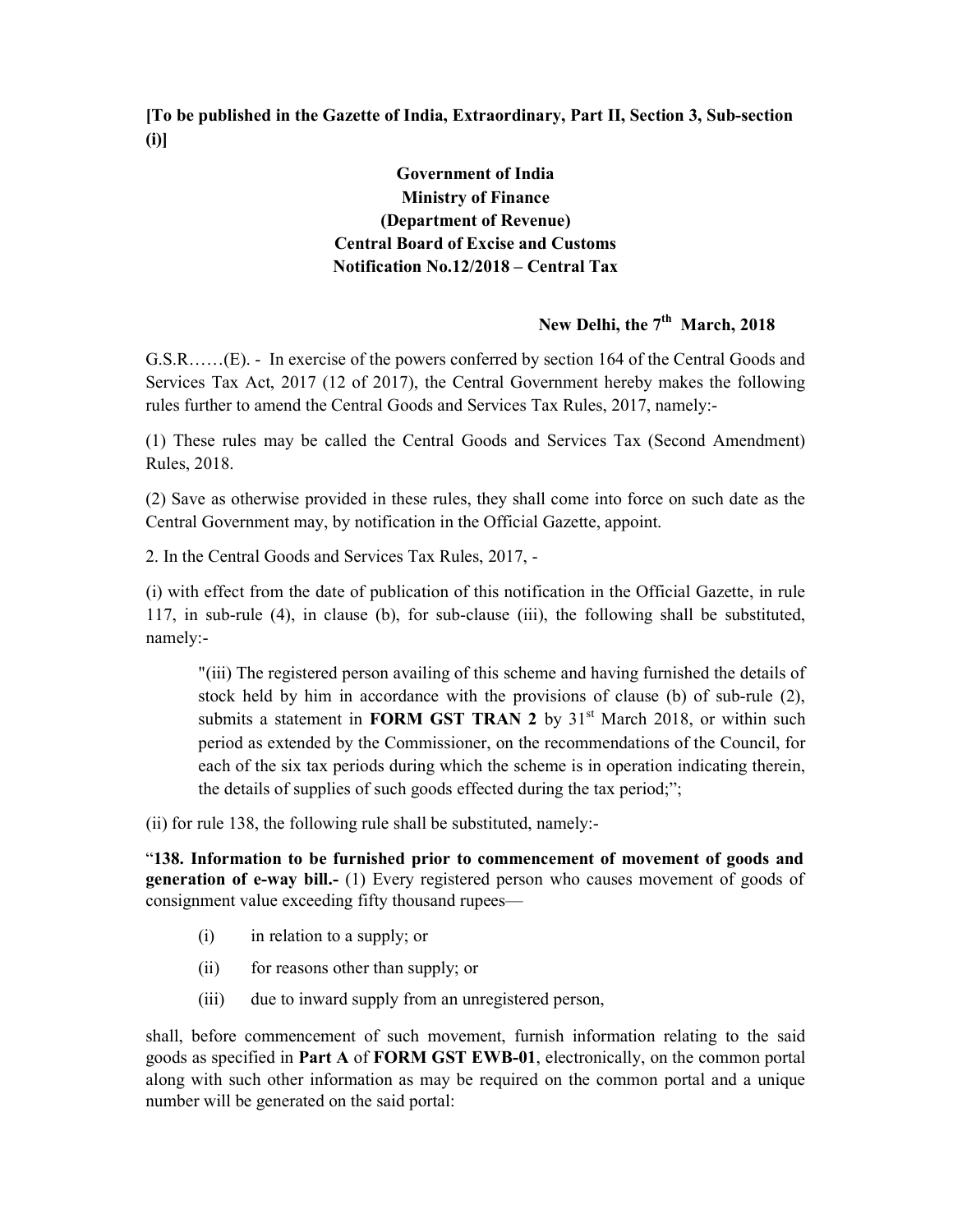**[To be published in the Gazette of India, Extraordinary, Part II, Section 3, Sub-section (i)]**

**Government of India**
**Ministry of Finance**
**(Department of Revenue)**
**Central Board of Excise and Customs**
**Notification No.12/2018 – Central Tax**

**New Delhi, the 7th March, 2018**

G.S.R……(E). - In exercise of the powers conferred by section 164 of the Central Goods and Services Tax Act, 2017 (12 of 2017), the Central Government hereby makes the following rules further to amend the Central Goods and Services Tax Rules, 2017, namely:-

(1) These rules may be called the Central Goods and Services Tax (Second Amendment) Rules, 2018.

(2) Save as otherwise provided in these rules, they shall come into force on such date as the Central Government may, by notification in the Official Gazette, appoint.

2. In the Central Goods and Services Tax Rules, 2017, -

(i) with effect from the date of publication of this notification in the Official Gazette, in rule 117, in sub-rule (4), in clause (b), for sub-clause (iii), the following shall be substituted, namely:-

> "(iii) The registered person availing of this scheme and having furnished the details of stock held by him in accordance with the provisions of clause (b) of sub-rule (2), submits a statement in **FORM GST TRAN 2** by 31st March 2018, or within such period as extended by the Commissioner, on the recommendations of the Council, for each of the six tax periods during which the scheme is in operation indicating therein, the details of supplies of such goods effected during the tax period;";

(ii) for rule 138, the following rule shall be substituted, namely:-

"**138. Information to be furnished prior to commencement of movement of goods and generation of e-way bill.-** (1) Every registered person who causes movement of goods of consignment value exceeding fifty thousand rupees—

(i) in relation to a supply; or

(ii) for reasons other than supply; or

(iii) due to inward supply from an unregistered person,

shall, before commencement of such movement, furnish information relating to the said goods as specified in **Part A** of **FORM GST EWB-01**, electronically, on the common portal along with such other information as may be required on the common portal and a unique number will be generated on the said portal: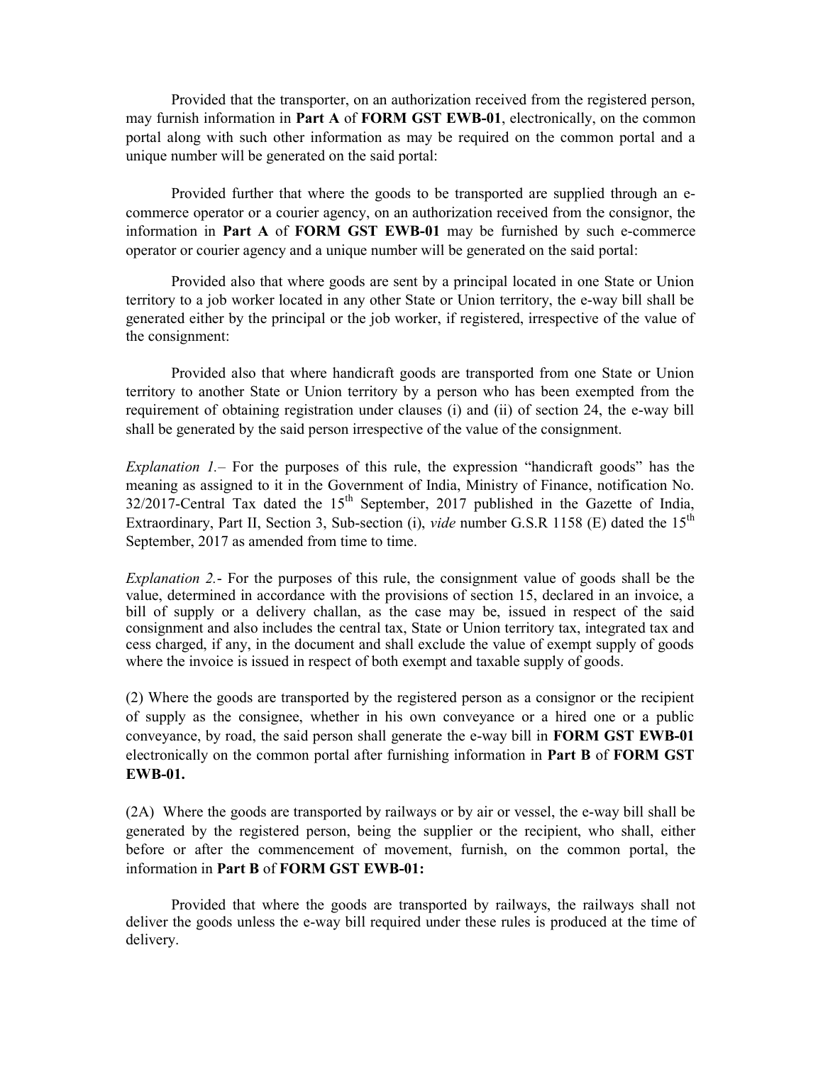Provided that the transporter, on an authorization received from the registered person, may furnish information in **Part A** of **FORM GST EWB-01**, electronically, on the common portal along with such other information as may be required on the common portal and a unique number will be generated on the said portal:

Provided further that where the goods to be transported are supplied through an e-commerce operator or a courier agency, on an authorization received from the consignor, the information in **Part A** of **FORM GST EWB-01** may be furnished by such e-commerce operator or courier agency and a unique number will be generated on the said portal:

Provided also that where goods are sent by a principal located in one State or Union territory to a job worker located in any other State or Union territory, the e-way bill shall be generated either by the principal or the job worker, if registered, irrespective of the value of the consignment:

Provided also that where handicraft goods are transported from one State or Union territory to another State or Union territory by a person who has been exempted from the requirement of obtaining registration under clauses (i) and (ii) of section 24, the e-way bill shall be generated by the said person irrespective of the value of the consignment.

*Explanation 1.*– For the purposes of this rule, the expression "handicraft goods" has the meaning as assigned to it in the Government of India, Ministry of Finance, notification No. 32/2017-Central Tax dated the 15th September, 2017 published in the Gazette of India, Extraordinary, Part II, Section 3, Sub-section (i), *vide* number G.S.R 1158 (E) dated the 15th September, 2017 as amended from time to time.

*Explanation 2.*- For the purposes of this rule, the consignment value of goods shall be the value, determined in accordance with the provisions of section 15, declared in an invoice, a bill of supply or a delivery challan, as the case may be, issued in respect of the said consignment and also includes the central tax, State or Union territory tax, integrated tax and cess charged, if any, in the document and shall exclude the value of exempt supply of goods where the invoice is issued in respect of both exempt and taxable supply of goods.

(2) Where the goods are transported by the registered person as a consignor or the recipient of supply as the consignee, whether in his own conveyance or a hired one or a public conveyance, by road, the said person shall generate the e-way bill in **FORM GST EWB-01** electronically on the common portal after furnishing information in **Part B** of **FORM GST EWB-01.**

(2A) Where the goods are transported by railways or by air or vessel, the e-way bill shall be generated by the registered person, being the supplier or the recipient, who shall, either before or after the commencement of movement, furnish, on the common portal, the information in **Part B** of **FORM GST EWB-01:**

Provided that where the goods are transported by railways, the railways shall not deliver the goods unless the e-way bill required under these rules is produced at the time of delivery.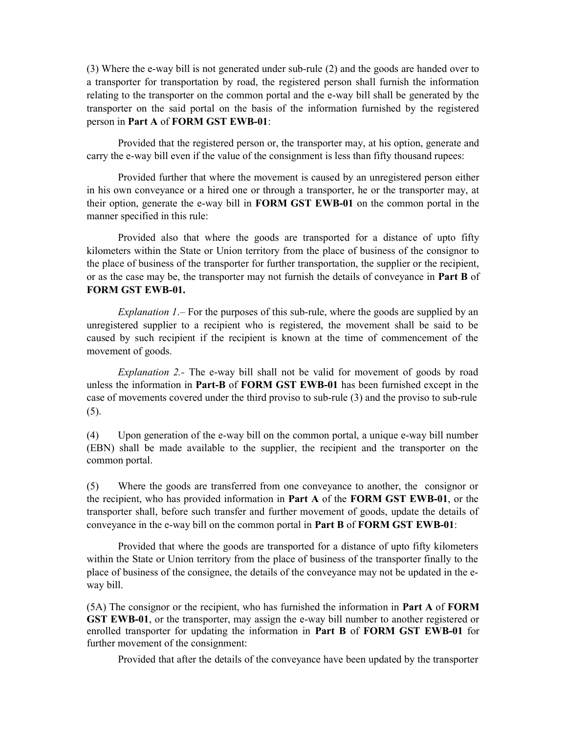(3) Where the e-way bill is not generated under sub-rule (2) and the goods are handed over to a transporter for transportation by road, the registered person shall furnish the information relating to the transporter on the common portal and the e-way bill shall be generated by the transporter on the said portal on the basis of the information furnished by the registered person in **Part A** of **FORM GST EWB-01**:

Provided that the registered person or, the transporter may, at his option, generate and carry the e-way bill even if the value of the consignment is less than fifty thousand rupees:

Provided further that where the movement is caused by an unregistered person either in his own conveyance or a hired one or through a transporter, he or the transporter may, at their option, generate the e-way bill in **FORM GST EWB-01** on the common portal in the manner specified in this rule:

Provided also that where the goods are transported for a distance of upto fifty kilometers within the State or Union territory from the place of business of the consignor to the place of business of the transporter for further transportation, the supplier or the recipient, or as the case may be, the transporter may not furnish the details of conveyance in **Part B** of **FORM GST EWB-01.**

*Explanation 1*.– For the purposes of this sub-rule, where the goods are supplied by an unregistered supplier to a recipient who is registered, the movement shall be said to be caused by such recipient if the recipient is known at the time of commencement of the movement of goods.

*Explanation 2*.- The e-way bill shall not be valid for movement of goods by road unless the information in **Part-B** of **FORM GST EWB-01** has been furnished except in the case of movements covered under the third proviso to sub-rule (3) and the proviso to sub-rule (5).

(4) Upon generation of the e-way bill on the common portal, a unique e-way bill number (EBN) shall be made available to the supplier, the recipient and the transporter on the common portal.

(5) Where the goods are transferred from one conveyance to another, the consignor or the recipient, who has provided information in **Part A** of the **FORM GST EWB-01**, or the transporter shall, before such transfer and further movement of goods, update the details of conveyance in the e-way bill on the common portal in **Part B** of **FORM GST EWB-01**:

Provided that where the goods are transported for a distance of upto fifty kilometers within the State or Union territory from the place of business of the transporter finally to the place of business of the consignee, the details of the conveyance may not be updated in the e-way bill.

(5A) The consignor or the recipient, who has furnished the information in **Part A** of **FORM GST EWB-01**, or the transporter, may assign the e-way bill number to another registered or enrolled transporter for updating the information in **Part B** of **FORM GST EWB-01** for further movement of the consignment:

Provided that after the details of the conveyance have been updated by the transporter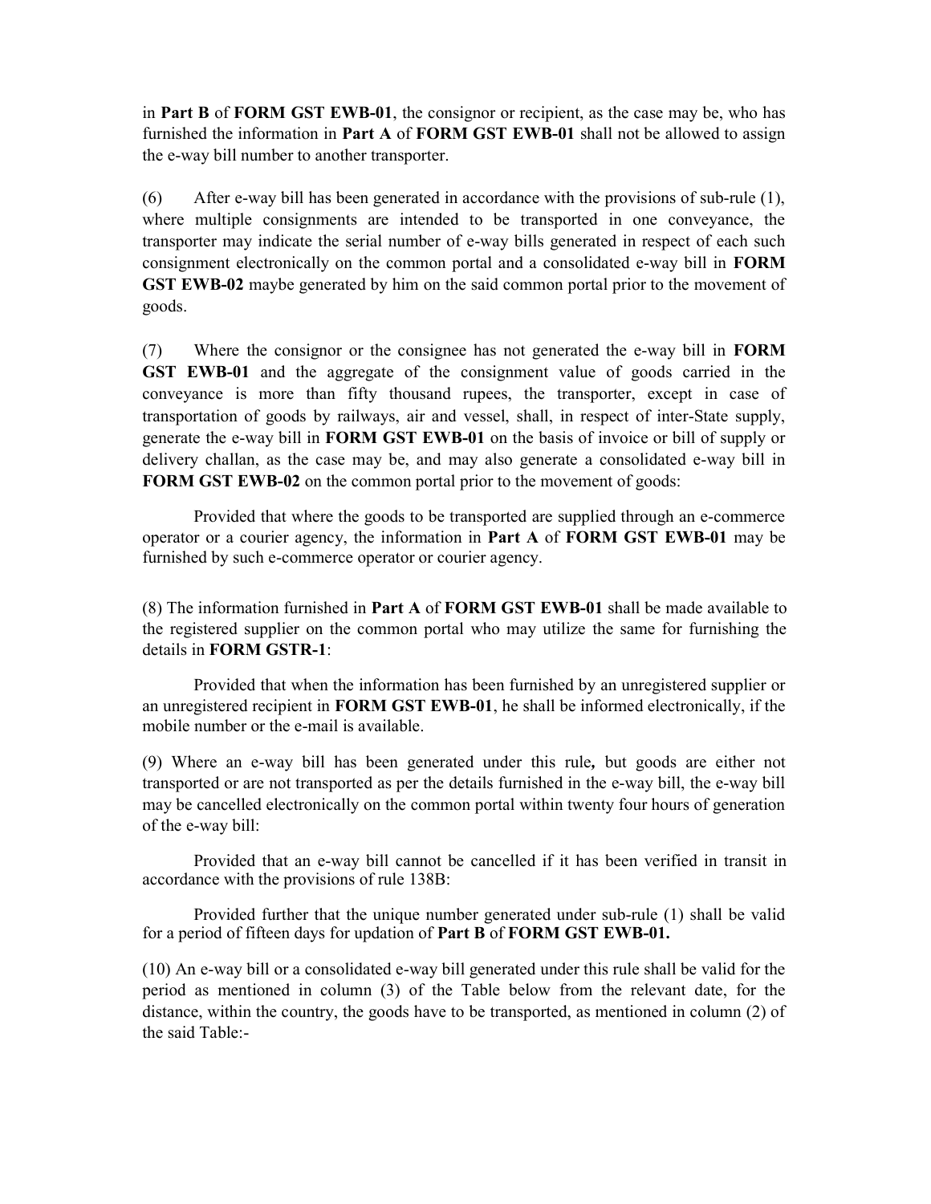in **Part B** of **FORM GST EWB-01**, the consignor or recipient, as the case may be, who has furnished the information in **Part A** of **FORM GST EWB-01** shall not be allowed to assign the e-way bill number to another transporter.

(6) After e-way bill has been generated in accordance with the provisions of sub-rule (1), where multiple consignments are intended to be transported in one conveyance, the transporter may indicate the serial number of e-way bills generated in respect of each such consignment electronically on the common portal and a consolidated e-way bill in **FORM GST EWB-02** maybe generated by him on the said common portal prior to the movement of goods.

(7) Where the consignor or the consignee has not generated the e-way bill in **FORM GST EWB-01** and the aggregate of the consignment value of goods carried in the conveyance is more than fifty thousand rupees, the transporter, except in case of transportation of goods by railways, air and vessel, shall, in respect of inter-State supply, generate the e-way bill in **FORM GST EWB-01** on the basis of invoice or bill of supply or delivery challan, as the case may be, and may also generate a consolidated e-way bill in **FORM GST EWB-02** on the common portal prior to the movement of goods:

Provided that where the goods to be transported are supplied through an e-commerce operator or a courier agency, the information in **Part A** of **FORM GST EWB-01** may be furnished by such e-commerce operator or courier agency.

(8) The information furnished in **Part A** of **FORM GST EWB-01** shall be made available to the registered supplier on the common portal who may utilize the same for furnishing the details in **FORM GSTR-1**:

Provided that when the information has been furnished by an unregistered supplier or an unregistered recipient in **FORM GST EWB-01**, he shall be informed electronically, if the mobile number or the e-mail is available.

(9) Where an e-way bill has been generated under this rule**,** but goods are either not transported or are not transported as per the details furnished in the e-way bill, the e-way bill may be cancelled electronically on the common portal within twenty four hours of generation of the e-way bill:

Provided that an e-way bill cannot be cancelled if it has been verified in transit in accordance with the provisions of rule 138B:

Provided further that the unique number generated under sub-rule (1) shall be valid for a period of fifteen days for updation of **Part B** of **FORM GST EWB-01.**

(10) An e-way bill or a consolidated e-way bill generated under this rule shall be valid for the period as mentioned in column (3) of the Table below from the relevant date, for the distance, within the country, the goods have to be transported, as mentioned in column (2) of the said Table:-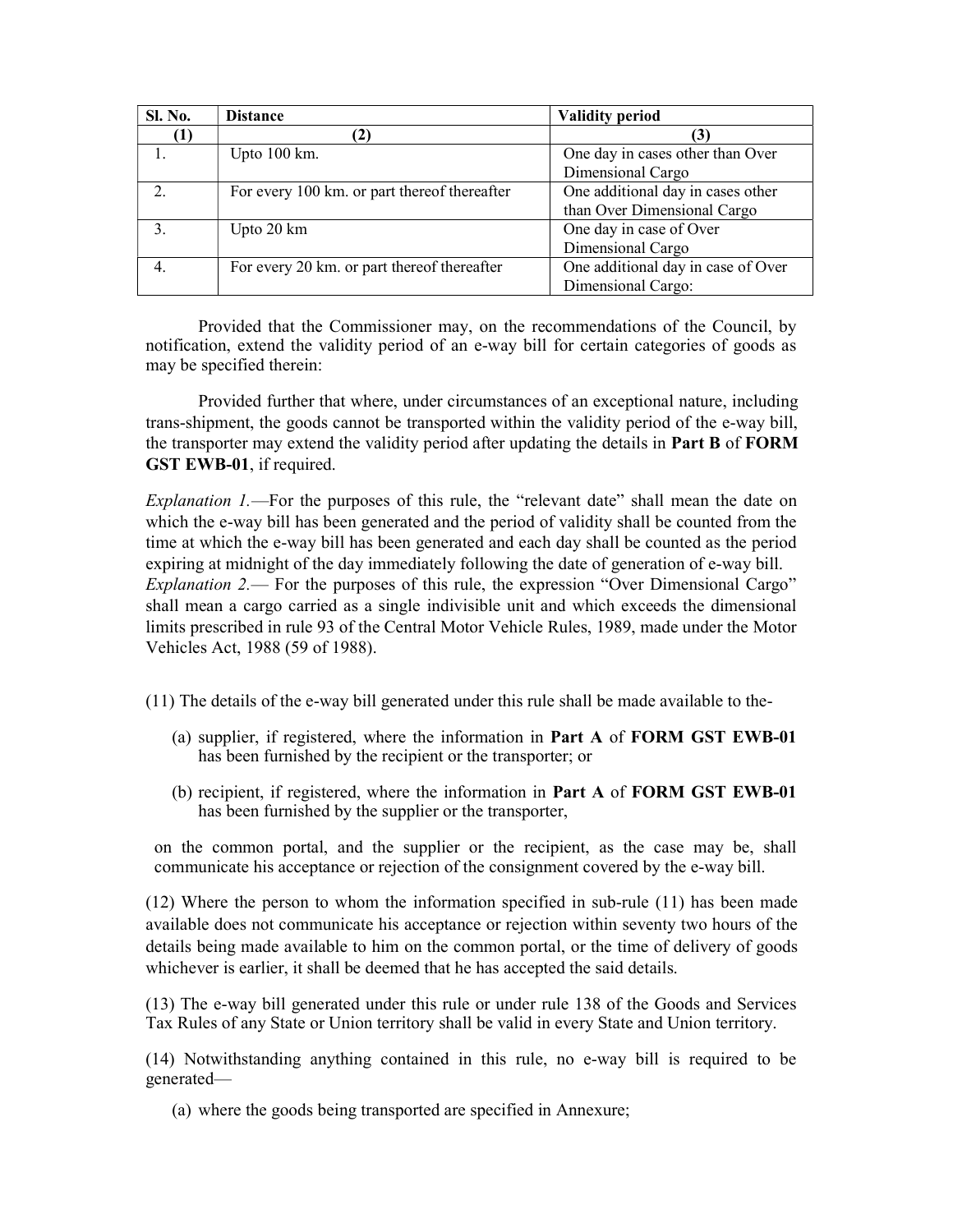| Sl. No. | Distance | Validity period |
|---|---|---|
| (1) | (2) | (3) |
| 1. | Upto 100 km. | One day in cases other than Over Dimensional Cargo |
| 2. | For every 100 km. or part thereof thereafter | One additional day in cases other than Over Dimensional Cargo |
| 3. | Upto 20 km | One day in case of Over Dimensional Cargo |
| 4. | For every 20 km. or part thereof thereafter | One additional day in case of Over Dimensional Cargo: |

Provided that the Commissioner may, on the recommendations of the Council, by notification, extend the validity period of an e-way bill for certain categories of goods as may be specified therein:

Provided further that where, under circumstances of an exceptional nature, including trans-shipment, the goods cannot be transported within the validity period of the e-way bill, the transporter may extend the validity period after updating the details in **Part B** of **FORM GST EWB-01**, if required.

*Explanation 1.*—For the purposes of this rule, the "relevant date" shall mean the date on which the e-way bill has been generated and the period of validity shall be counted from the time at which the e-way bill has been generated and each day shall be counted as the period expiring at midnight of the day immediately following the date of generation of e-way bill.
*Explanation 2.*— For the purposes of this rule, the expression "Over Dimensional Cargo" shall mean a cargo carried as a single indivisible unit and which exceeds the dimensional limits prescribed in rule 93 of the Central Motor Vehicle Rules, 1989, made under the Motor Vehicles Act, 1988 (59 of 1988).

(11) The details of the e-way bill generated under this rule shall be made available to the-

(a) supplier, if registered, where the information in **Part A** of **FORM GST EWB-01** has been furnished by the recipient or the transporter; or

(b) recipient, if registered, where the information in **Part A** of **FORM GST EWB-01** has been furnished by the supplier or the transporter,

on the common portal, and the supplier or the recipient, as the case may be, shall communicate his acceptance or rejection of the consignment covered by the e-way bill.

(12) Where the person to whom the information specified in sub-rule (11) has been made available does not communicate his acceptance or rejection within seventy two hours of the details being made available to him on the common portal, or the time of delivery of goods whichever is earlier, it shall be deemed that he has accepted the said details.

(13) The e-way bill generated under this rule or under rule 138 of the Goods and Services Tax Rules of any State or Union territory shall be valid in every State and Union territory.

(14) Notwithstanding anything contained in this rule, no e-way bill is required to be generated—

(a) where the goods being transported are specified in Annexure;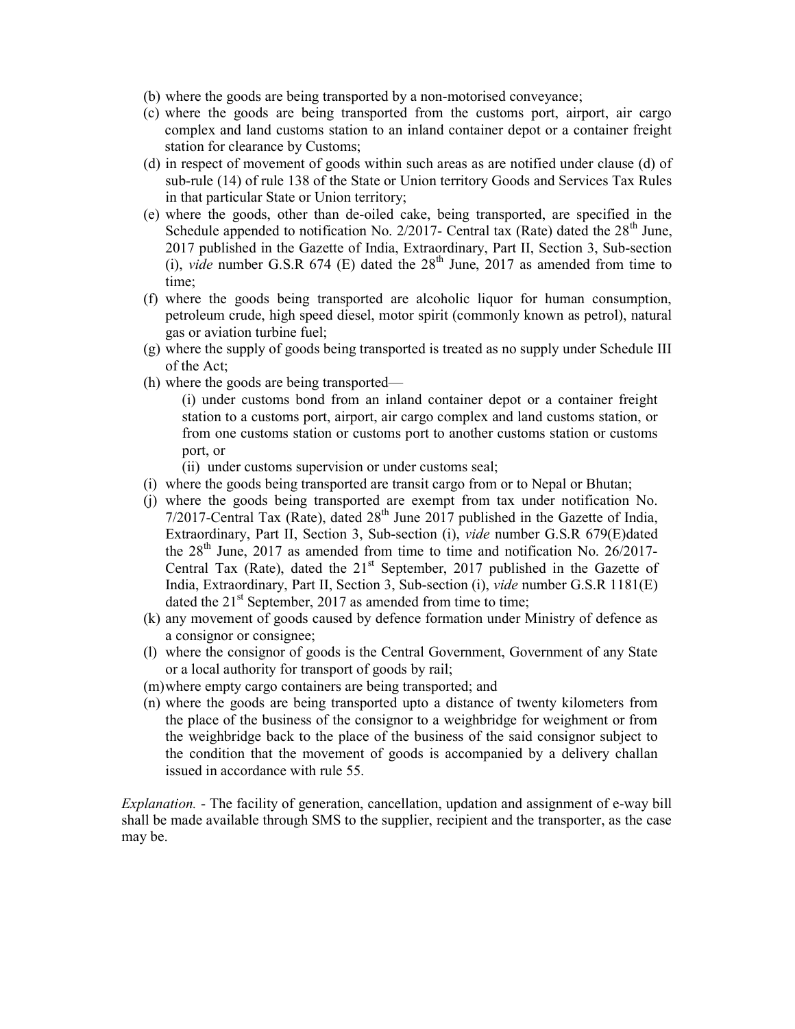(b) where the goods are being transported by a non-motorised conveyance;

(c) where the goods are being transported from the customs port, airport, air cargo complex and land customs station to an inland container depot or a container freight station for clearance by Customs;

(d) in respect of movement of goods within such areas as are notified under clause (d) of sub-rule (14) of rule 138 of the State or Union territory Goods and Services Tax Rules in that particular State or Union territory;

(e) where the goods, other than de-oiled cake, being transported, are specified in the Schedule appended to notification No. 2/2017- Central tax (Rate) dated the 28th June, 2017 published in the Gazette of India, Extraordinary, Part II, Section 3, Sub-section (i), *vide* number G.S.R 674 (E) dated the 28th June, 2017 as amended from time to time;

(f) where the goods being transported are alcoholic liquor for human consumption, petroleum crude, high speed diesel, motor spirit (commonly known as petrol), natural gas or aviation turbine fuel;

(g) where the supply of goods being transported is treated as no supply under Schedule III of the Act;

(h) where the goods are being transported—

  (i) under customs bond from an inland container depot or a container freight station to a customs port, airport, air cargo complex and land customs station, or from one customs station or customs port to another customs station or customs port, or

  (ii) under customs supervision or under customs seal;

(i) where the goods being transported are transit cargo from or to Nepal or Bhutan;

(j) where the goods being transported are exempt from tax under notification No. 7/2017-Central Tax (Rate), dated 28th June 2017 published in the Gazette of India, Extraordinary, Part II, Section 3, Sub-section (i), *vide* number G.S.R 679(E)dated the 28th June, 2017 as amended from time to time and notification No. 26/2017-Central Tax (Rate), dated the 21st September, 2017 published in the Gazette of India, Extraordinary, Part II, Section 3, Sub-section (i), *vide* number G.S.R 1181(E) dated the 21st September, 2017 as amended from time to time;

(k) any movement of goods caused by defence formation under Ministry of defence as a consignor or consignee;

(l) where the consignor of goods is the Central Government, Government of any State or a local authority for transport of goods by rail;

(m) where empty cargo containers are being transported; and

(n) where the goods are being transported upto a distance of twenty kilometers from the place of the business of the consignor to a weighbridge for weighment or from the weighbridge back to the place of the business of the said consignor subject to the condition that the movement of goods is accompanied by a delivery challan issued in accordance with rule 55.

*Explanation.* - The facility of generation, cancellation, updation and assignment of e-way bill shall be made available through SMS to the supplier, recipient and the transporter, as the case may be.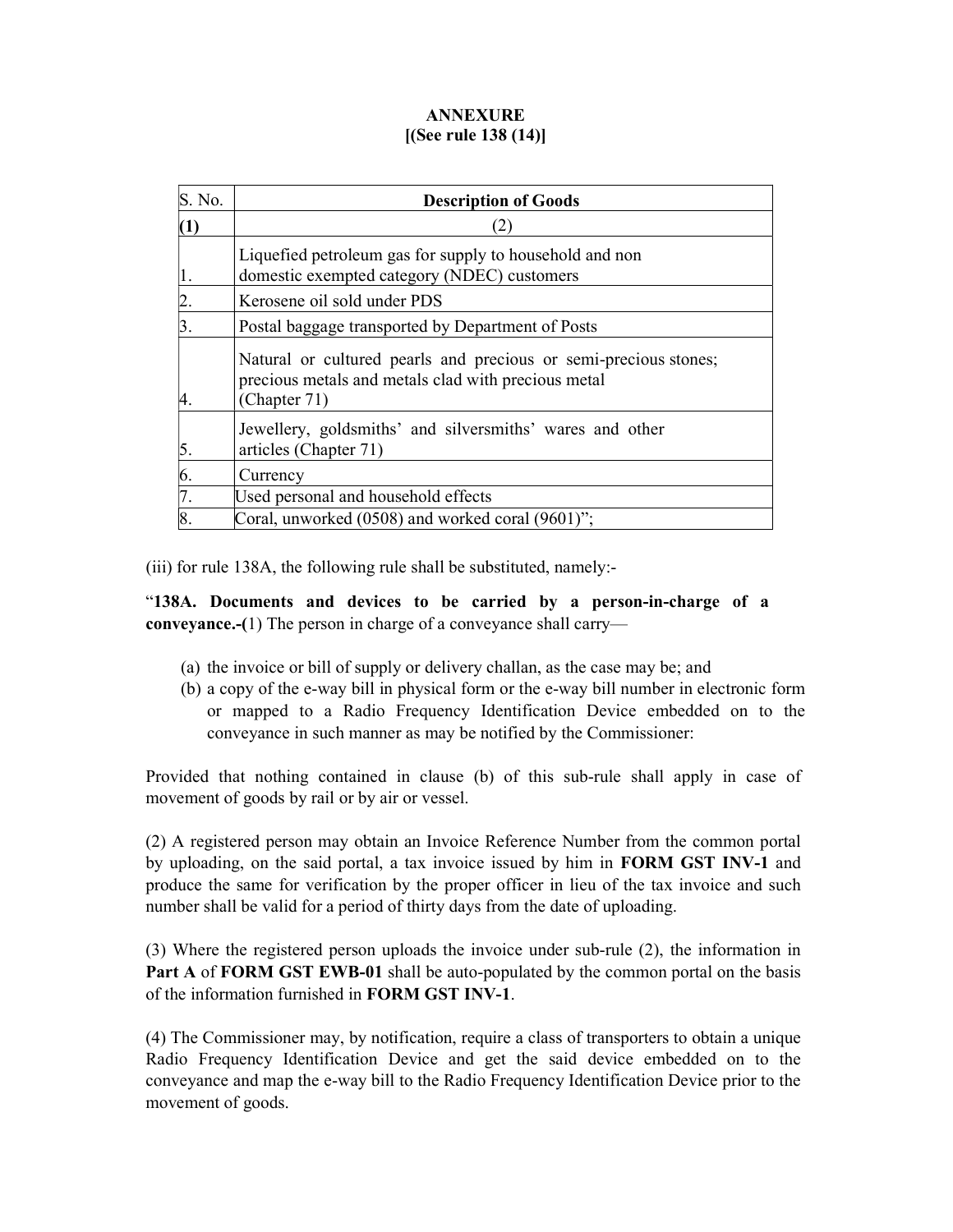**ANNEXURE**
**[(See rule 138 (14)]**

| S. No. | Description of Goods |
|---|---|
| **(1)** | (2) |
| 1. | Liquefied petroleum gas for supply to household and non domestic exempted category (NDEC) customers |
| 2. | Kerosene oil sold under PDS |
| 3. | Postal baggage transported by Department of Posts |
| 4. | Natural or cultured pearls and precious or semi-precious stones; precious metals and metals clad with precious metal (Chapter 71) |
| 5. | Jewellery, goldsmiths' and silversmiths' wares and other articles (Chapter 71) |
| 6. | Currency |
| 7. | Used personal and household effects |
| 8. | Coral, unworked (0508) and worked coral (9601)"; |

(iii) for rule 138A, the following rule shall be substituted, namely:-

"**138A. Documents and devices to be carried by a person-in-charge of a conveyance.-(**1) The person in charge of a conveyance shall carry—

(a) the invoice or bill of supply or delivery challan, as the case may be; and
(b) a copy of the e-way bill in physical form or the e-way bill number in electronic form or mapped to a Radio Frequency Identification Device embedded on to the conveyance in such manner as may be notified by the Commissioner:

Provided that nothing contained in clause (b) of this sub-rule shall apply in case of movement of goods by rail or by air or vessel.

(2) A registered person may obtain an Invoice Reference Number from the common portal by uploading, on the said portal, a tax invoice issued by him in **FORM GST INV-1** and produce the same for verification by the proper officer in lieu of the tax invoice and such number shall be valid for a period of thirty days from the date of uploading.

(3) Where the registered person uploads the invoice under sub-rule (2), the information in **Part A** of **FORM GST EWB-01** shall be auto-populated by the common portal on the basis of the information furnished in **FORM GST INV-1**.

(4) The Commissioner may, by notification, require a class of transporters to obtain a unique Radio Frequency Identification Device and get the said device embedded on to the conveyance and map the e-way bill to the Radio Frequency Identification Device prior to the movement of goods.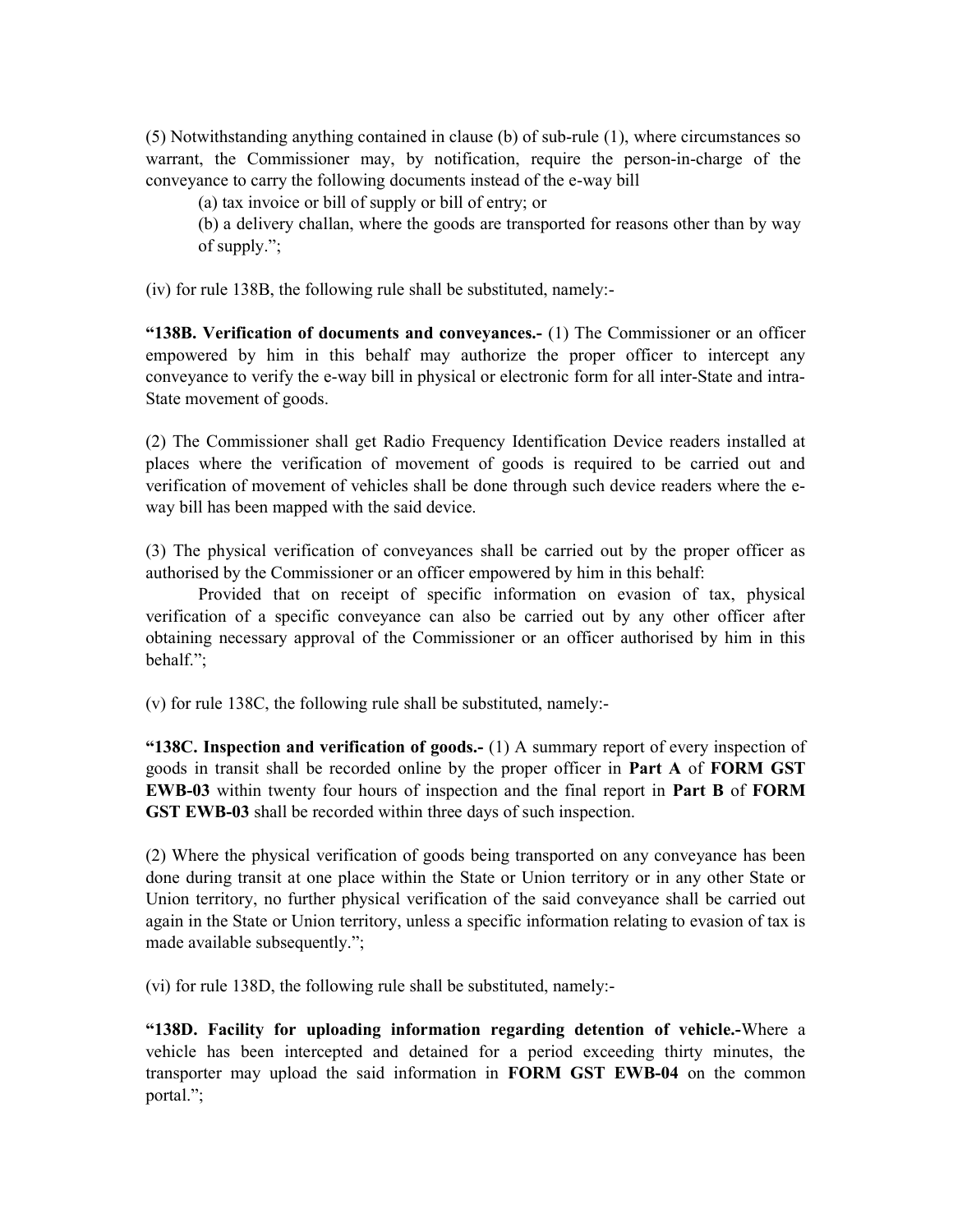(5) Notwithstanding anything contained in clause (b) of sub-rule (1), where circumstances so warrant, the Commissioner may, by notification, require the person-in-charge of the conveyance to carry the following documents instead of the e-way bill

(a) tax invoice or bill of supply or bill of entry; or

(b) a delivery challan, where the goods are transported for reasons other than by way of supply.";

(iv) for rule 138B, the following rule shall be substituted, namely:-

**"138B. Verification of documents and conveyances.-** (1) The Commissioner or an officer empowered by him in this behalf may authorize the proper officer to intercept any conveyance to verify the e-way bill in physical or electronic form for all inter-State and intra-State movement of goods.

(2) The Commissioner shall get Radio Frequency Identification Device readers installed at places where the verification of movement of goods is required to be carried out and verification of movement of vehicles shall be done through such device readers where the e-way bill has been mapped with the said device.

(3) The physical verification of conveyances shall be carried out by the proper officer as authorised by the Commissioner or an officer empowered by him in this behalf:

Provided that on receipt of specific information on evasion of tax, physical verification of a specific conveyance can also be carried out by any other officer after obtaining necessary approval of the Commissioner or an officer authorised by him in this behalf.";

(v) for rule 138C, the following rule shall be substituted, namely:-

**"138C. Inspection and verification of goods.-** (1) A summary report of every inspection of goods in transit shall be recorded online by the proper officer in **Part A** of **FORM GST EWB-03** within twenty four hours of inspection and the final report in **Part B** of **FORM GST EWB-03** shall be recorded within three days of such inspection.

(2) Where the physical verification of goods being transported on any conveyance has been done during transit at one place within the State or Union territory or in any other State or Union territory, no further physical verification of the said conveyance shall be carried out again in the State or Union territory, unless a specific information relating to evasion of tax is made available subsequently.";

(vi) for rule 138D, the following rule shall be substituted, namely:-

**"138D. Facility for uploading information regarding detention of vehicle.-**Where a vehicle has been intercepted and detained for a period exceeding thirty minutes, the transporter may upload the said information in **FORM GST EWB-04** on the common portal.";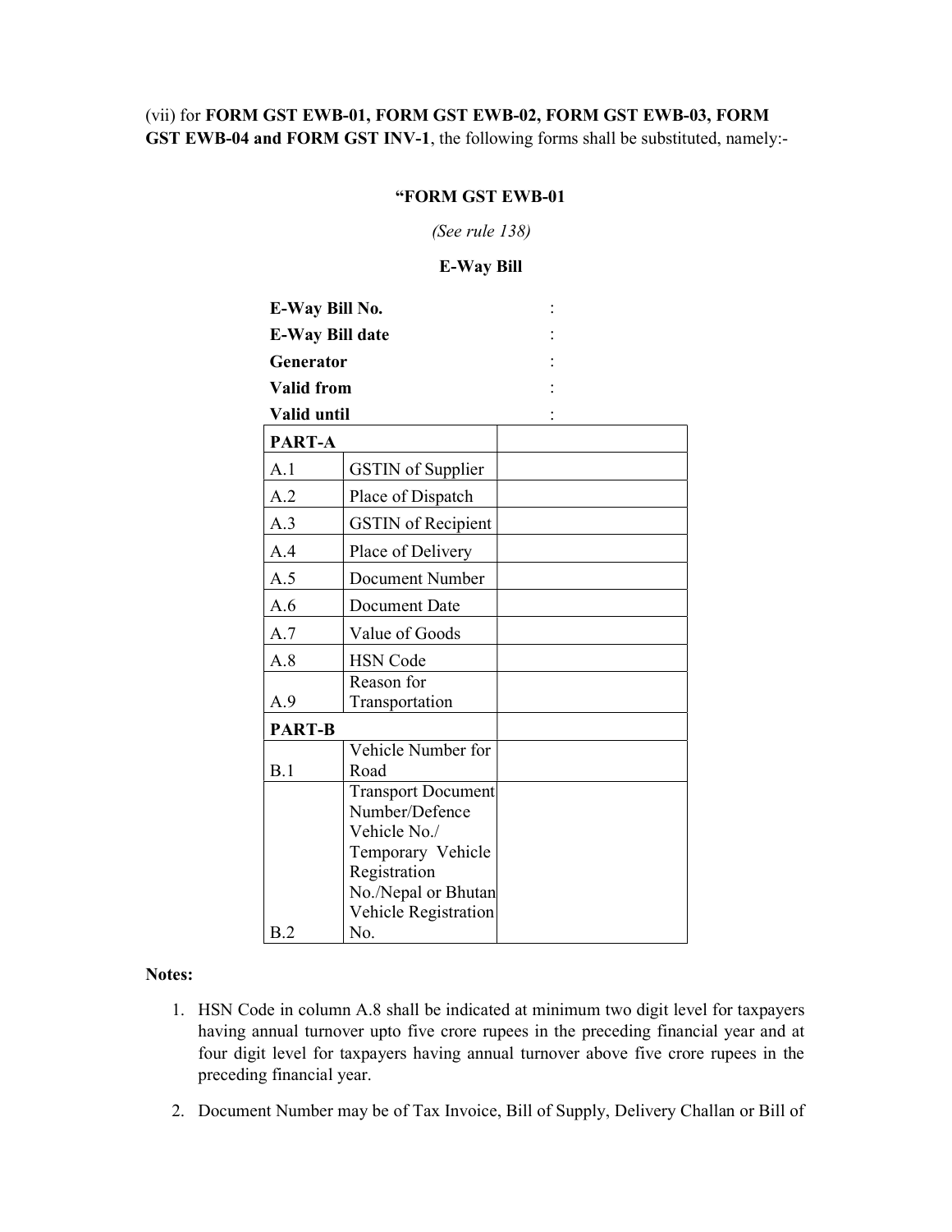(vii) for **FORM GST EWB-01, FORM GST EWB-02, FORM GST EWB-03, FORM GST EWB-04 and FORM GST INV-1**, the following forms shall be substituted, namely:-

**"FORM GST EWB-01**

*(See rule 138)*

**E-Way Bill**

**E-Way Bill No.** :
**E-Way Bill date** :
**Generator** :
**Valid from** :
**Valid until** :

| **PART-A** | | |
|---|---|---|
| A.1 | GSTIN of Supplier | |
| A.2 | Place of Dispatch | |
| A.3 | GSTIN of Recipient | |
| A.4 | Place of Delivery | |
| A.5 | Document Number | |
| A.6 | Document Date | |
| A.7 | Value of Goods | |
| A.8 | HSN Code | |
| A.9 | Reason for Transportation | |
| **PART-B** | | |
| B.1 | Vehicle Number for Road | |
| B.2 | Transport Document Number/Defence Vehicle No./ Temporary Vehicle Registration No./Nepal or Bhutan Vehicle Registration No. | |

**Notes:**

1. HSN Code in column A.8 shall be indicated at minimum two digit level for taxpayers having annual turnover upto five crore rupees in the preceding financial year and at four digit level for taxpayers having annual turnover above five crore rupees in the preceding financial year.

2. Document Number may be of Tax Invoice, Bill of Supply, Delivery Challan or Bill of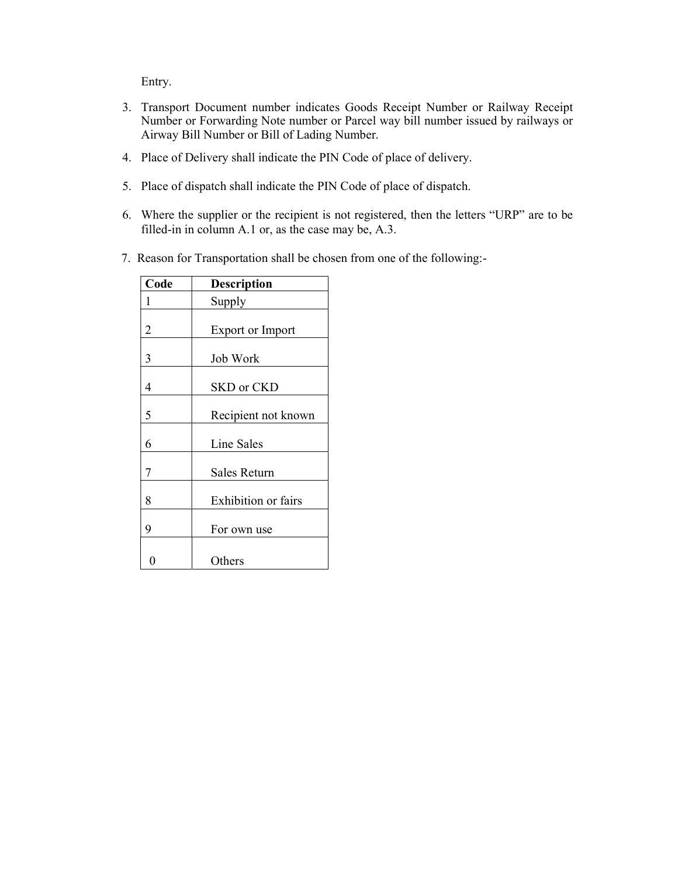Entry.

3. Transport Document number indicates Goods Receipt Number or Railway Receipt Number or Forwarding Note number or Parcel way bill number issued by railways or Airway Bill Number or Bill of Lading Number.

4. Place of Delivery shall indicate the PIN Code of place of delivery.

5. Place of dispatch shall indicate the PIN Code of place of dispatch.

6. Where the supplier or the recipient is not registered, then the letters "URP" are to be filled-in in column A.1 or, as the case may be, A.3.

7. Reason for Transportation shall be chosen from one of the following:-

| Code | Description |
|---|---|
| 1 | Supply |
| 2 | Export or Import |
| 3 | Job Work |
| 4 | SKD or CKD |
| 5 | Recipient not known |
| 6 | Line Sales |
| 7 | Sales Return |
| 8 | Exhibition or fairs |
| 9 | For own use |
| 0 | Others |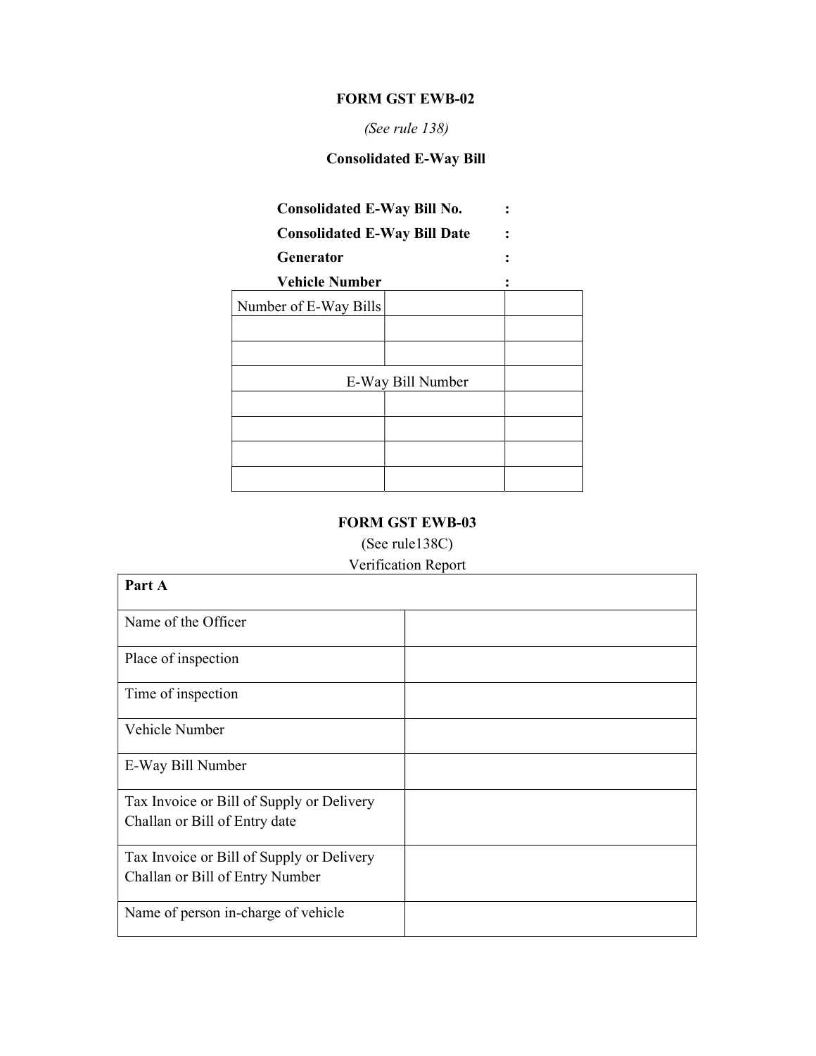**FORM GST EWB-02**

*(See rule 138)*

**Consolidated E-Way Bill**

**Consolidated E-Way Bill No.** :

**Consolidated E-Way Bill Date** :

**Generator** :

**Vehicle Number** :

| Number of E-Way Bills | | |
|---|---|---|
| | | |
| | | |
| E-Way Bill Number | | |
| | | |
| | | |
| | | |
| | | |

**FORM GST EWB-03**

(See rule138C)

Verification Report

| Part A | |
|---|---|
| Name of the Officer | |
| Place of inspection | |
| Time of inspection | |
| Vehicle Number | |
| E-Way Bill Number | |
| Tax Invoice or Bill of Supply or Delivery Challan or Bill of Entry date | |
| Tax Invoice or Bill of Supply or Delivery Challan or Bill of Entry Number | |
| Name of person in-charge of vehicle | |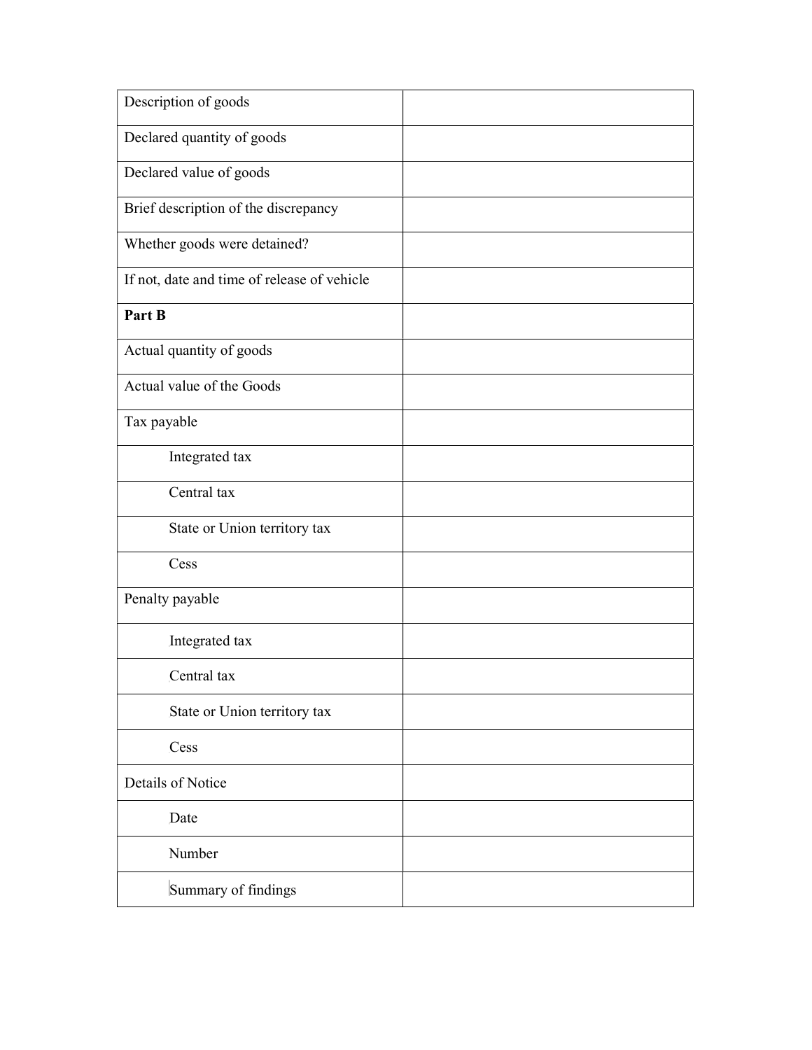| Description of goods | |
|---|---|
| Declared quantity of goods | |
| Declared value of goods | |
| Brief description of the discrepancy | |
| Whether goods were detained? | |
| If not, date and time of release of vehicle | |
| **Part B** | |
| Actual quantity of goods | |
| Actual value of the Goods | |
| Tax payable | |
| Integrated tax | |
| Central tax | |
| State or Union territory tax | |
| Cess | |
| Penalty payable | |
| Integrated tax | |
| Central tax | |
| State or Union territory tax | |
| Cess | |
| Details of Notice | |
| Date | |
| Number | |
| Summary of findings | |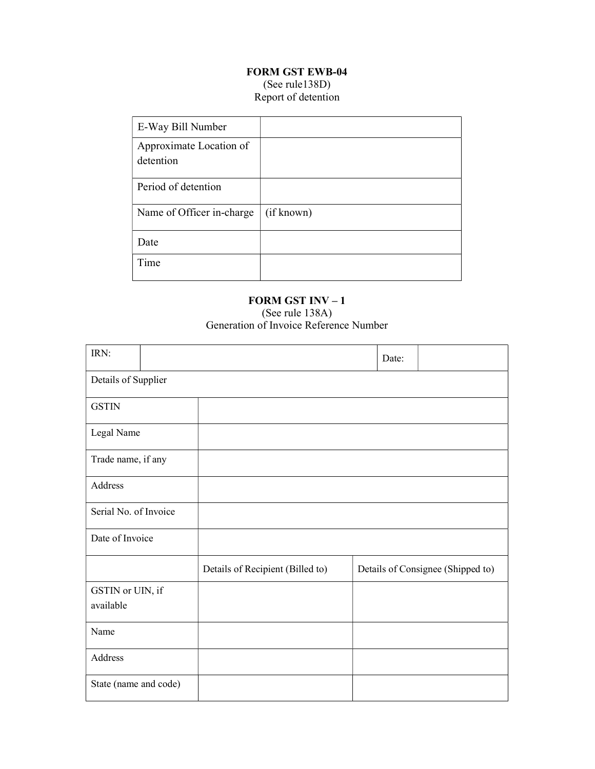**FORM GST EWB-04**
(See rule138D)
Report of detention

| E-Way Bill Number | |
|---|---|
| Approximate Location of detention | |
| Period of detention | |
| Name of Officer in-charge | (if known) |
| Date | |
| Time | |

**FORM GST INV – 1**
(See rule 138A)
Generation of Invoice Reference Number

| IRN: | | Date: | |
|---|---|---|---|
| Details of Supplier | | | |
| GSTIN | | | |
| Legal Name | | | |
| Trade name, if any | | | |
| Address | | | |
| Serial No. of Invoice | | | |
| Date of Invoice | | | |
| | Details of Recipient (Billed to) | Details of Consignee (Shipped to) | |
| GSTIN or UIN, if available | | | |
| Name | | | |
| Address | | | |
| State (name and code) | | | |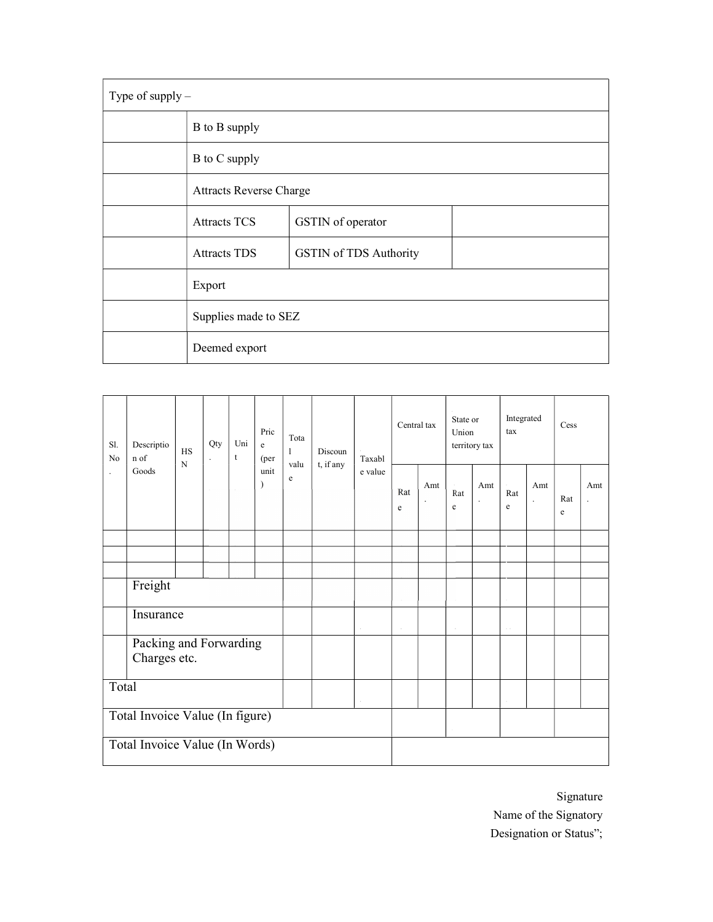| Type of supply – | | | |
|---|---|---|---|
| | B to B supply | | |
| | B to C supply | | |
| | Attracts Reverse Charge | | |
| | Attracts TCS | GSTIN of operator | |
| | Attracts TDS | GSTIN of TDS Authority | |
| | Export | | |
| | Supplies made to SEZ | | |
| | Deemed export | | |

| Sl. No. | Description of Goods | HSN | Qty. | Unit | Price (per unit) | Total value | Discount, if any | Taxable value | Central tax | | State or Union territory tax | | Integrated tax | | Cess | |
|---|---|---|---|---|---|---|---|---|---|---|---|---|---|---|---|---|
| | | | | | | | | | Rate | Amt. | Rate | Amt. | Rate | Amt. | Rate | Amt. |
| | | | | | | | | | | | | | | | | |
| | | | | | | | | | | | | | | | | |
| | | | | | | | | | | | | | | | | |
| | Freight | | | | | | | | | | | | | | | |
| | Insurance | | | | | | | | | | | | | | | |
| | Packing and Forwarding Charges etc. | | | | | | | | | | | | | | | |
| Total | | | | | | | | | | | | | | | | |
| Total Invoice Value (In figure) | | | | | | | | | | | | | | | | |
| Total Invoice Value (In Words) | | | | | | | | | | | | | | | | |

Signature

Name of the Signatory

Designation or Status";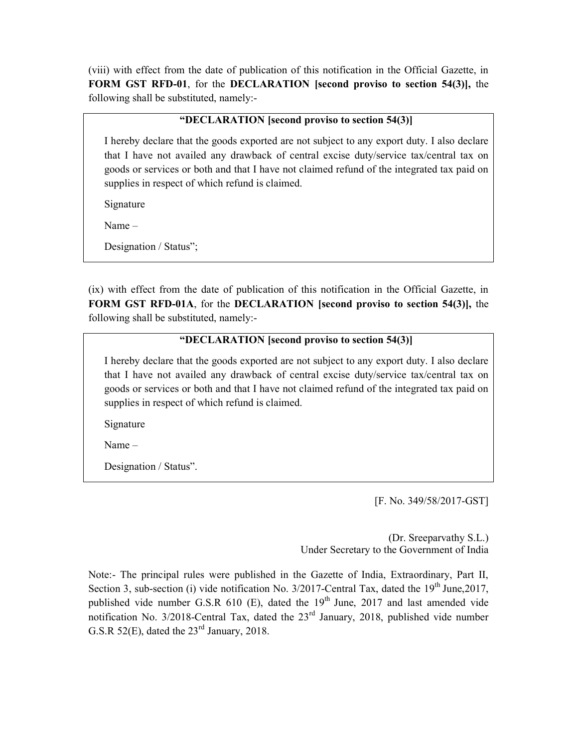(viii) with effect from the date of publication of this notification in the Official Gazette, in **FORM GST RFD-01**, for the **DECLARATION [second proviso to section 54(3)],** the following shall be substituted, namely:-

> **"DECLARATION [second proviso to section 54(3)]**
>
> I hereby declare that the goods exported are not subject to any export duty. I also declare that I have not availed any drawback of central excise duty/service tax/central tax on goods or services or both and that I have not claimed refund of the integrated tax paid on supplies in respect of which refund is claimed.
>
> Signature
>
> Name –
>
> Designation / Status";

(ix) with effect from the date of publication of this notification in the Official Gazette, in **FORM GST RFD-01A**, for the **DECLARATION [second proviso to section 54(3)],** the following shall be substituted, namely:-

> **"DECLARATION [second proviso to section 54(3)]**
>
> I hereby declare that the goods exported are not subject to any export duty. I also declare that I have not availed any drawback of central excise duty/service tax/central tax on goods or services or both and that I have not claimed refund of the integrated tax paid on supplies in respect of which refund is claimed.
>
> Signature
>
> Name –
>
> Designation / Status".

[F. No. 349/58/2017-GST]

(Dr. Sreeparvathy S.L.)
Under Secretary to the Government of India

Note:- The principal rules were published in the Gazette of India, Extraordinary, Part II, Section 3, sub-section (i) vide notification No. 3/2017-Central Tax, dated the 19th June,2017, published vide number G.S.R 610 (E), dated the 19th June, 2017 and last amended vide notification No. 3/2018-Central Tax, dated the 23rd January, 2018, published vide number G.S.R 52(E), dated the 23rd January, 2018.